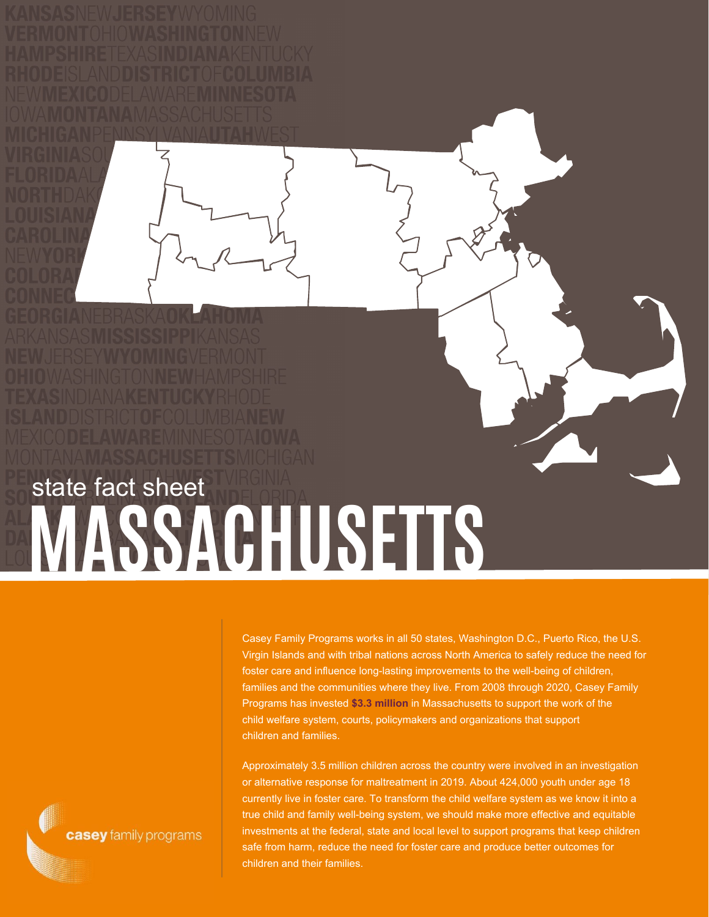state fact sheet

# MASSACHUSETTS

Casey Family Programs works in all 50 states, Washington D.C., Puerto Rico, the U.S. Virgin Islands and with tribal nations across North America to safely reduce the need for foster care and influence long-lasting improvements to the well-being of children, families and the communities where they live. From 2008 through 2020, Casey Family Programs has invested **$3.3 million** in Massachusetts to support the work of the child welfare system, courts, policymakers and organizations that support children and families.

Approximately 3.5 million children across the country were involved in an investigation or alternative response for maltreatment in 2019. About 424,000 youth under age 18 currently live in foster care. To transform the child welfare system as we know it into a true child and family well-being system, we should make more effective and equitable investments at the federal, state and local level to support programs that keep children safe from harm, reduce the need for foster care and produce better outcomes for children and their families.

casey family programs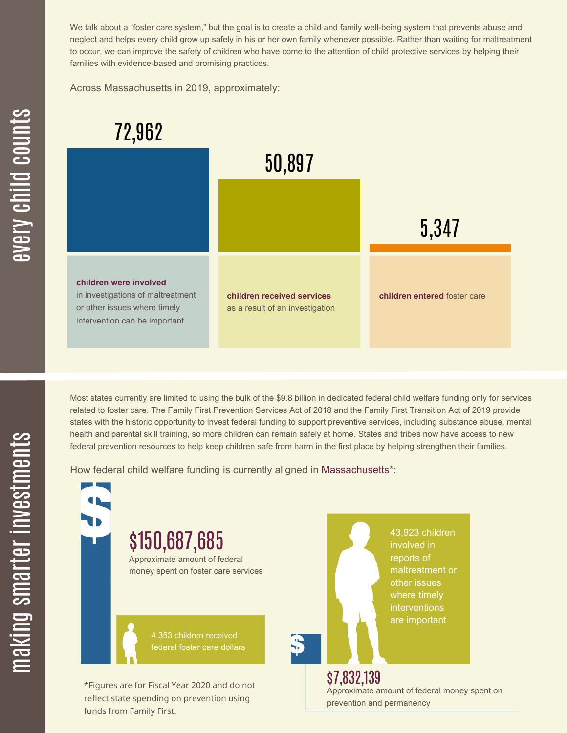## every child counts

We talk about a "foster care system," but the goal is to create a child and family well-being system that prevents abuse and neglect and helps every child grow up safely in his or her own family whenever possible. Rather than waiting for maltreatment to occur, we can improve the safety of children who have come to the attention of child protective services by helping their families with evidence-based and promising practices.

Across Massachusetts in 2019, approximately:

72,962

**children were involved** in investigations of maltreatment or other issues where timely intervention can be important

50,897

**children received services** as a result of an investigation

5,347

**children entered** foster care

## making smarter investments

Most states currently are limited to using the bulk of the $9.8 billion in dedicated federal child welfare funding only for services related to foster care. The Family First Prevention Services Act of 2018 and the Family First Transition Act of 2019 provide states with the historic opportunity to invest federal funding to support preventive services, including substance abuse, mental health and parental skill training, so more children can remain safely at home. States and tribes now have access to new federal prevention resources to help keep children safe from harm in the first place by helping strengthen their families.

How federal child welfare funding is currently aligned in Massachusetts*:

$150,687,685

Approximate amount of federal money spent on foster care services

4,353 children received federal foster care dollars

43,923 children involved in reports of maltreatment or other issues where timely interventions are important

$7,832,139

Approximate amount of federal money spent on prevention and permanency

*Figures are for Fiscal Year 2020 and do not reflect state spending on prevention using funds from Family First.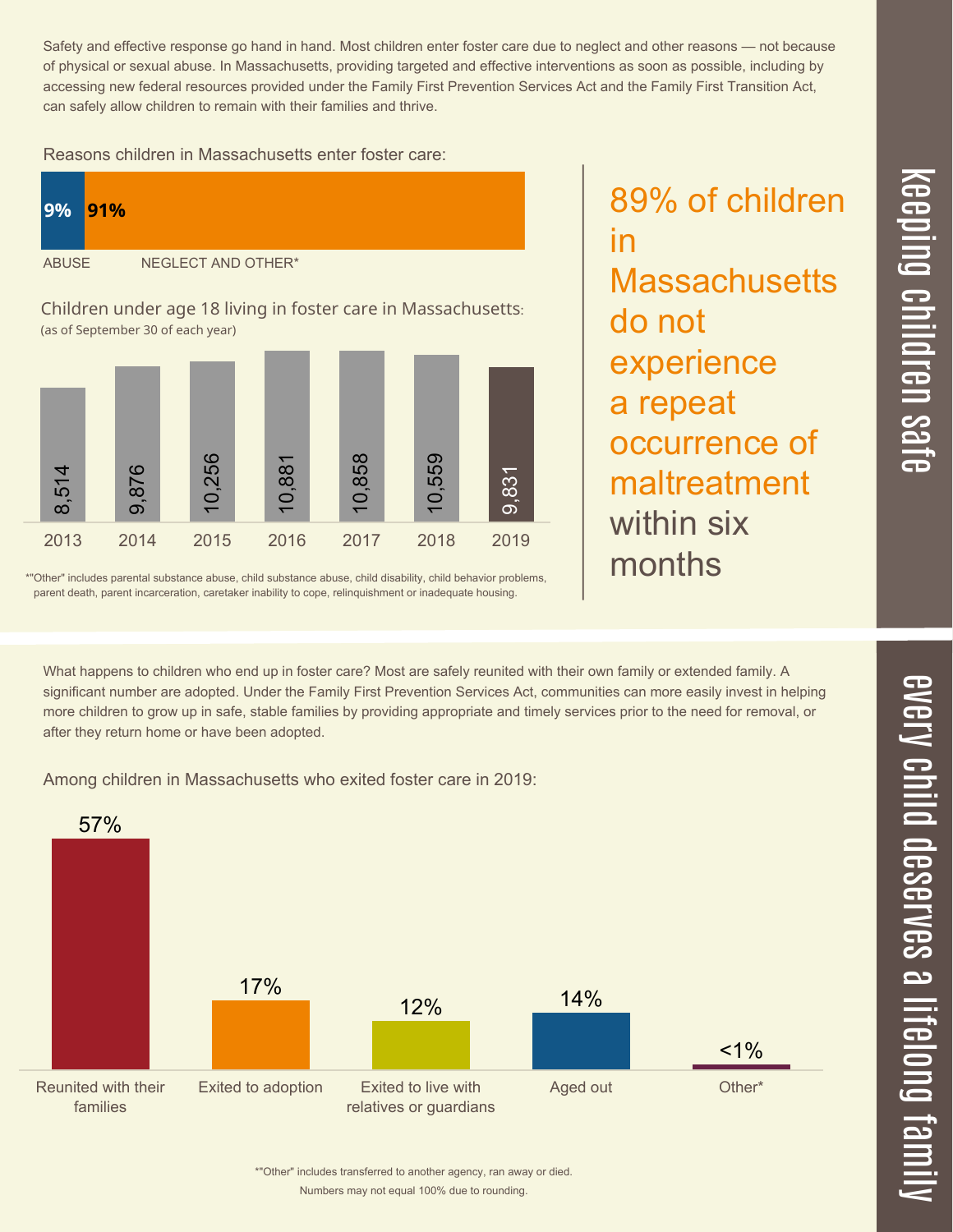## Keeping children safe

Safety and effective response go hand in hand. Most children enter foster care due to neglect and other reasons — not because of physical or sexual abuse. In Massachusetts, providing targeted and effective interventions as soon as possible, including by accessing new federal resources provided under the Family First Prevention Services Act and the Family First Transition Act, can safely allow children to remain with their families and thrive.

Reasons children in Massachusetts enter foster care:

9% 91%

ABUSE NEGLECT AND OTHER*

Children under age 18 living in foster care in Massachusetts:
(as of September 30 of each year)

8,514 9,876 10,256 10,881 10,858 10,559 9,831

2013 2014 2015 2016 2017 2018 2019

*"Other" includes parental substance abuse, child substance abuse, child disability, child behavior problems, parent death, parent incarceration, caretaker inability to cope, relinquishment or inadequate housing.

89% of children in Massachusetts do not experience a repeat occurrence of maltreatment within six months

## every child deserves a lifelong family

What happens to children who end up in foster care? Most are safely reunited with their own family or extended family. A significant number are adopted. Under the Family First Prevention Services Act, communities can more easily invest in helping more children to grow up in safe, stable families by providing appropriate and timely services prior to the need for removal, or after they return home or have been adopted.

Among children in Massachusetts who exited foster care in 2019:

57% 17% 12% 14% <1%

Reunited with their families

Exited to adoption

Exited to live with relatives or guardians

Aged out

Other*

*"Other" includes transferred to another agency, ran away or died.
Numbers may not equal 100% due to rounding.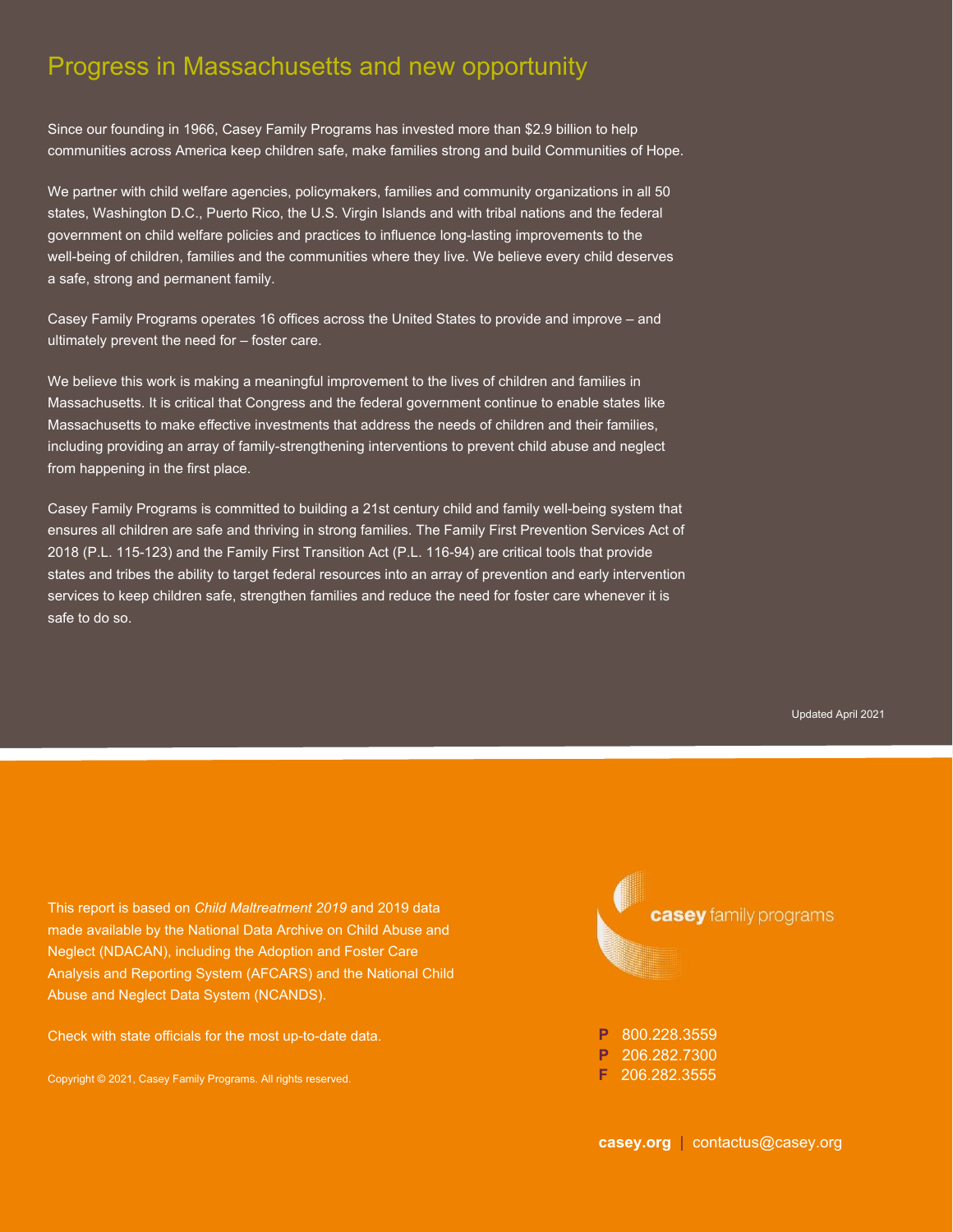## Progress in Massachusetts and new opportunity

Since our founding in 1966, Casey Family Programs has invested more than $2.9 billion to help communities across America keep children safe, make families strong and build Communities of Hope.

We partner with child welfare agencies, policymakers, families and community organizations in all 50 states, Washington D.C., Puerto Rico, the U.S. Virgin Islands and with tribal nations and the federal government on child welfare policies and practices to influence long-lasting improvements to the well-being of children, families and the communities where they live. We believe every child deserves a safe, strong and permanent family.

Casey Family Programs operates 16 offices across the United States to provide and improve – and ultimately prevent the need for – foster care.

We believe this work is making a meaningful improvement to the lives of children and families in Massachusetts. It is critical that Congress and the federal government continue to enable states like Massachusetts to make effective investments that address the needs of children and their families, including providing an array of family-strengthening interventions to prevent child abuse and neglect from happening in the first place.

Casey Family Programs is committed to building a 21st century child and family well-being system that ensures all children are safe and thriving in strong families. The Family First Prevention Services Act of 2018 (P.L. 115-123) and the Family First Transition Act (P.L. 116-94) are critical tools that provide states and tribes the ability to target federal resources into an array of prevention and early intervention services to keep children safe, strengthen families and reduce the need for foster care whenever it is safe to do so.

Updated April 2021

This report is based on *Child Maltreatment 2019* and 2019 data made available by the National Data Archive on Child Abuse and Neglect (NDACAN), including the Adoption and Foster Care Analysis and Reporting System (AFCARS) and the National Child Abuse and Neglect Data System (NCANDS).

Check with state officials for the most up-to-date data.

Copyright © 2021, Casey Family Programs. All rights reserved.

**casey** family programs

**P** 800.228.3559
**P** 206.282.7300
**F** 206.282.3555

**casey.org** | contactus@casey.org